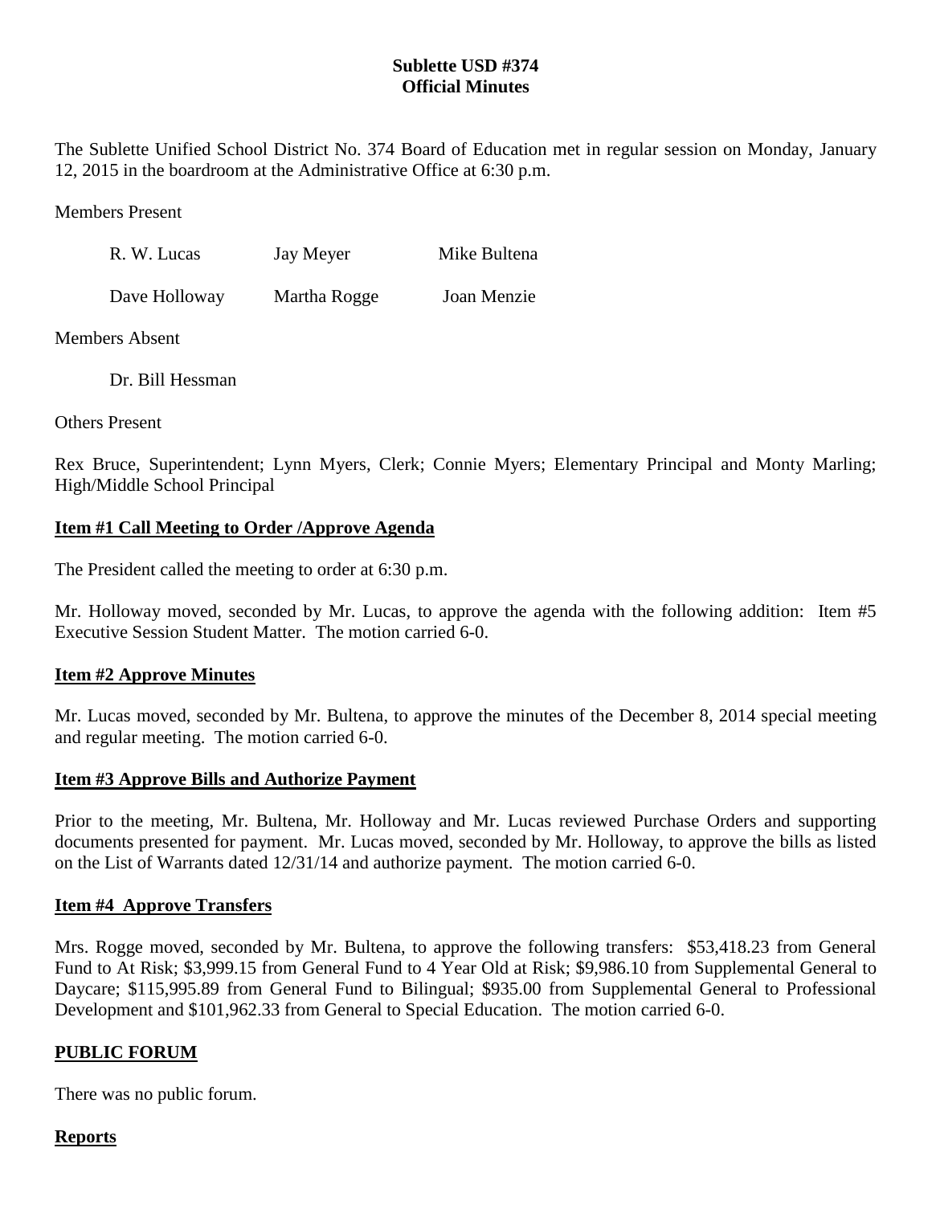**Sublette USD #374**
**Official Minutes**

The Sublette Unified School District No. 374 Board of Education met in regular session on Monday, January 12, 2015 in the boardroom at the Administrative Office at 6:30 p.m.

Members Present

| | | |
|---|---|---|
| R. W. Lucas | Jay Meyer | Mike Bultena |
| Dave Holloway | Martha Rogge | Joan Menzie |

Members Absent

Dr. Bill Hessman

Others Present

Rex Bruce, Superintendent; Lynn Myers, Clerk; Connie Myers; Elementary Principal and Monty Marling; High/Middle School Principal

**Item #1 Call Meeting to Order /Approve Agenda**

The President called the meeting to order at 6:30 p.m.

Mr. Holloway moved, seconded by Mr. Lucas, to approve the agenda with the following addition: Item #5 Executive Session Student Matter. The motion carried 6-0.

**Item #2 Approve Minutes**

Mr. Lucas moved, seconded by Mr. Bultena, to approve the minutes of the December 8, 2014 special meeting and regular meeting. The motion carried 6-0.

**Item #3 Approve Bills and Authorize Payment**

Prior to the meeting, Mr. Bultena, Mr. Holloway and Mr. Lucas reviewed Purchase Orders and supporting documents presented for payment. Mr. Lucas moved, seconded by Mr. Holloway, to approve the bills as listed on the List of Warrants dated 12/31/14 and authorize payment. The motion carried 6-0.

**Item #4 Approve Transfers**

Mrs. Rogge moved, seconded by Mr. Bultena, to approve the following transfers: $53,418.23 from General Fund to At Risk; $3,999.15 from General Fund to 4 Year Old at Risk; $9,986.10 from Supplemental General to Daycare; $115,995.89 from General Fund to Bilingual; $935.00 from Supplemental General to Professional Development and $101,962.33 from General to Special Education. The motion carried 6-0.

**PUBLIC FORUM**

There was no public forum.

**Reports**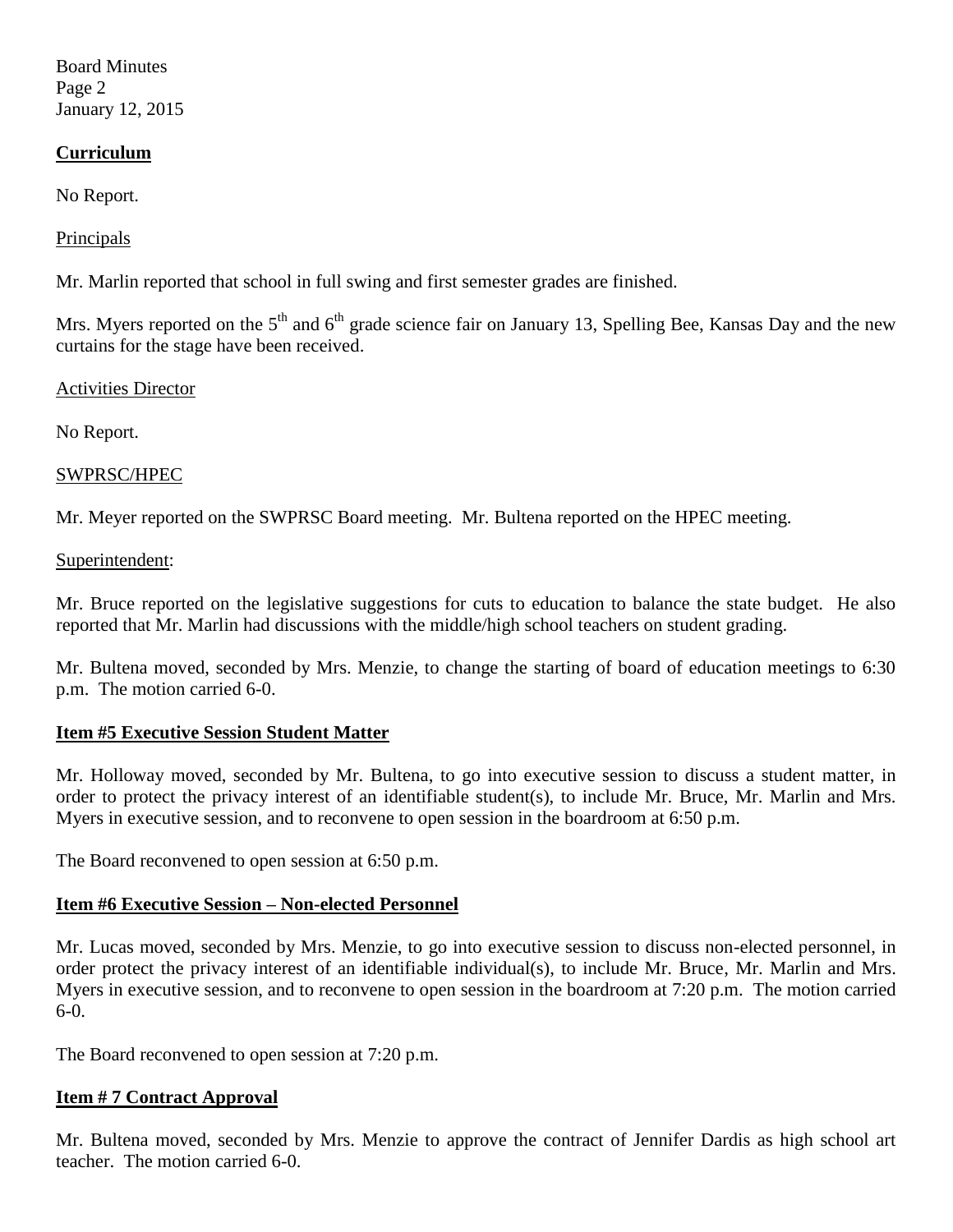**Curriculum**

No Report.

Principals

Mr. Marlin reported that school in full swing and first semester grades are finished.

Mrs. Myers reported on the 5th and 6th grade science fair on January 13, Spelling Bee, Kansas Day and the new curtains for the stage have been received.

Activities Director

No Report.

SWPRSC/HPEC

Mr. Meyer reported on the SWPRSC Board meeting. Mr. Bultena reported on the HPEC meeting.

Superintendent:

Mr. Bruce reported on the legislative suggestions for cuts to education to balance the state budget. He also reported that Mr. Marlin had discussions with the middle/high school teachers on student grading.

Mr. Bultena moved, seconded by Mrs. Menzie, to change the starting of board of education meetings to 6:30 p.m. The motion carried 6-0.

**Item #5 Executive Session Student Matter**

Mr. Holloway moved, seconded by Mr. Bultena, to go into executive session to discuss a student matter, in order to protect the privacy interest of an identifiable student(s), to include Mr. Bruce, Mr. Marlin and Mrs. Myers in executive session, and to reconvene to open session in the boardroom at 6:50 p.m.

The Board reconvened to open session at 6:50 p.m.

**Item #6 Executive Session – Non-elected Personnel**

Mr. Lucas moved, seconded by Mrs. Menzie, to go into executive session to discuss non-elected personnel, in order protect the privacy interest of an identifiable individual(s), to include Mr. Bruce, Mr. Marlin and Mrs. Myers in executive session, and to reconvene to open session in the boardroom at 7:20 p.m. The motion carried 6-0.

The Board reconvened to open session at 7:20 p.m.

**Item # 7 Contract Approval**

Mr. Bultena moved, seconded by Mrs. Menzie to approve the contract of Jennifer Dardis as high school art teacher. The motion carried 6-0.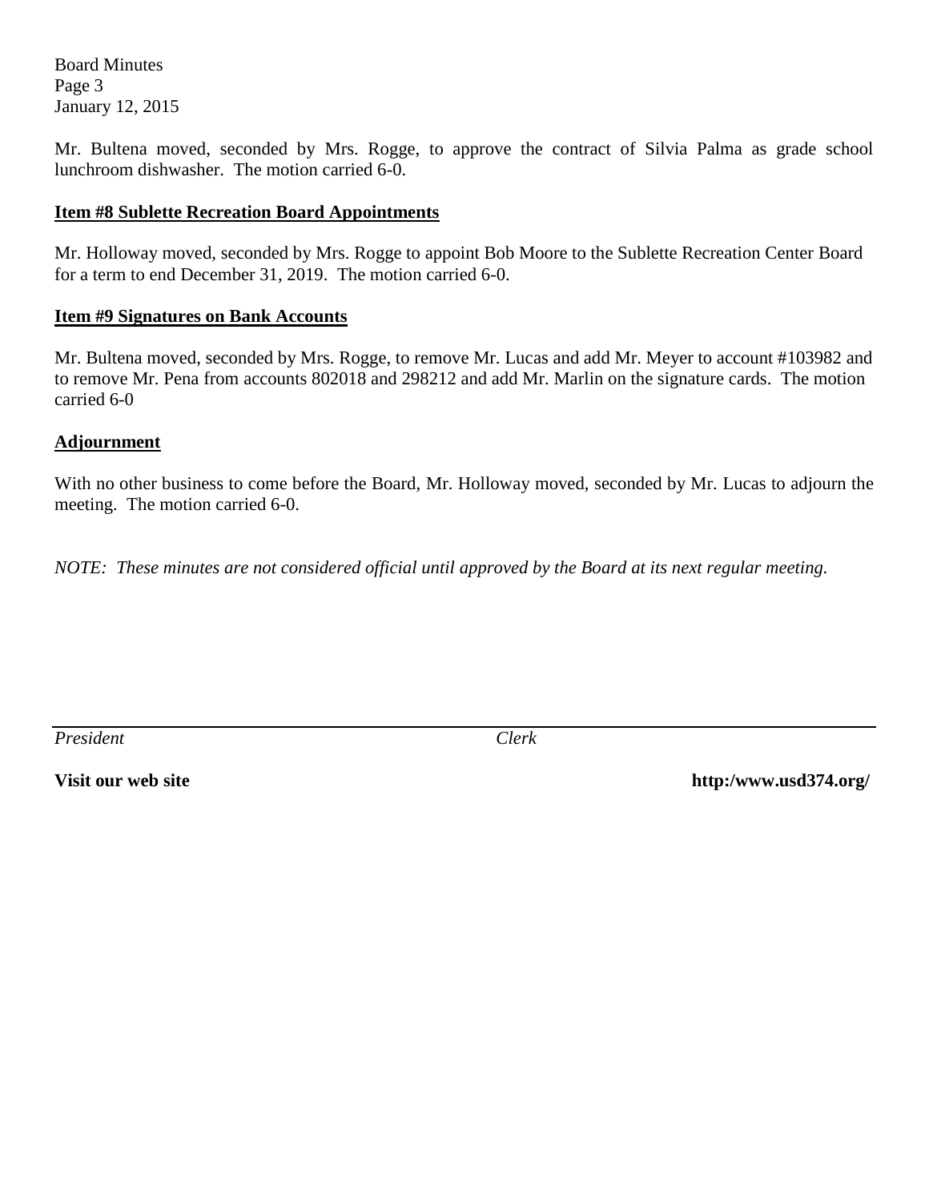Mr. Bultena moved, seconded by Mrs. Rogge, to approve the contract of Silvia Palma as grade school lunchroom dishwasher. The motion carried 6-0.

**Item #8 Sublette Recreation Board Appointments**

Mr. Holloway moved, seconded by Mrs. Rogge to appoint Bob Moore to the Sublette Recreation Center Board for a term to end December 31, 2019. The motion carried 6-0.

**Item #9 Signatures on Bank Accounts**

Mr. Bultena moved, seconded by Mrs. Rogge, to remove Mr. Lucas and add Mr. Meyer to account #103982 and to remove Mr. Pena from accounts 802018 and 298212 and add Mr. Marlin on the signature cards. The motion carried 6-0

**Adjournment**

With no other business to come before the Board, Mr. Holloway moved, seconded by Mr. Lucas to adjourn the meeting. The motion carried 6-0.

*NOTE: These minutes are not considered official until approved by the Board at its next regular meeting.*

*President* *Clerk*

**Visit our web site** **http:/www.usd374.org/**